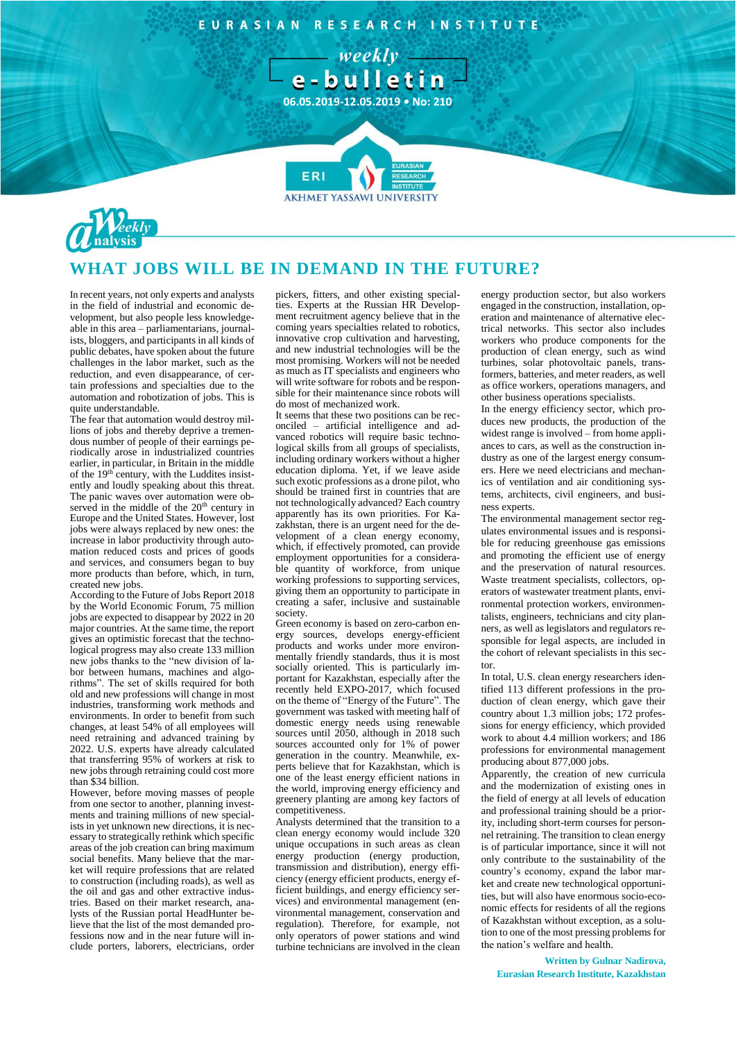EURASIAN RESEARCH INSTITUTE

weekly
e-bulletin

06.05.2019-12.05.2019 • No: 210

Weekly analysis

# WHAT JOBS WILL BE IN DEMAND IN THE FUTURE?

In recent years, not only experts and analysts in the field of industrial and economic development, but also people less knowledgeable in this area – parliamentarians, journalists, bloggers, and participants in all kinds of public debates, have spoken about the future challenges in the labor market, such as the reduction, and even disappearance, of certain professions and specialties due to the automation and robotization of jobs. This is quite understandable.

The fear that automation would destroy millions of jobs and thereby deprive a tremendous number of people of their earnings periodically arose in industrialized countries earlier, in particular, in Britain in the middle of the 19th century, with the Luddites insistently and loudly speaking about this threat. The panic waves over automation were observed in the middle of the 20th century in Europe and the United States. However, lost jobs were always replaced by new ones: the increase in labor productivity through automation reduced costs and prices of goods and services, and consumers began to buy more products than before, which, in turn, created new jobs.

According to the Future of Jobs Report 2018 by the World Economic Forum, 75 million jobs are expected to disappear by 2022 in 20 major countries. At the same time, the report gives an optimistic forecast that the technological progress may also create 133 million new jobs thanks to the "new division of labor between humans, machines and algorithms". The set of skills required for both old and new professions will change in most industries, transforming work methods and environments. In order to benefit from such changes, at least 54% of all employees will need retraining and advanced training by 2022. U.S. experts have already calculated that transferring 95% of workers at risk to new jobs through retraining could cost more than $34 billion.

However, before moving masses of people from one sector to another, planning investments and training millions of new specialists in yet unknown new directions, it is necessary to strategically rethink which specific areas of the job creation can bring maximum social benefits. Many believe that the market will require professions that are related to construction (including roads), as well as the oil and gas and other extractive industries. Based on their market research, analysts of the Russian portal HeadHunter believe that the list of the most demanded professions now and in the near future will include porters, laborers, electricians, order pickers, fitters, and other existing specialties. Experts at the Russian HR Development recruitment agency believe that in the coming years specialties related to robotics, innovative crop cultivation and harvesting, and new industrial technologies will be the most promising. Workers will not be needed as much as IT specialists and engineers who will write software for robots and be responsible for their maintenance since robots will do most of mechanized work.

It seems that these two positions can be reconciled – artificial intelligence and advanced robotics will require basic technological skills from all groups of specialists, including ordinary workers without a higher education diploma. Yet, if we leave aside such exotic professions as a drone pilot, who should be trained first in countries that are not technologically advanced? Each country apparently has its own priorities. For Kazakhstan, there is an urgent need for the development of a clean energy economy, which, if effectively promoted, can provide employment opportunities for a considerable quantity of workforce, from unique working professions to supporting services, giving them an opportunity to participate in creating a safer, inclusive and sustainable society.

Green economy is based on zero-carbon energy sources, develops energy-efficient products and works under more environmentally friendly standards, thus it is most socially oriented. This is particularly important for Kazakhstan, especially after the recently held EXPO-2017, which focused on the theme of "Energy of the Future". The government was tasked with meeting half of domestic energy needs using renewable sources until 2050, although in 2018 such sources accounted only for 1% of power generation in the country. Meanwhile, experts believe that for Kazakhstan, which is one of the least energy efficient nations in the world, improving energy efficiency and greenery planting are among key factors of competitiveness.

Analysts determined that the transition to a clean energy economy would include 320 unique occupations in such areas as clean energy production (energy production, transmission and distribution), energy efficiency (energy efficient products, energy efficient buildings, and energy efficiency services) and environmental management (environmental management, conservation and regulation). Therefore, for example, not only operators of power stations and wind turbine technicians are involved in the clean energy production sector, but also workers engaged in the construction, installation, operation and maintenance of alternative electrical networks. This sector also includes workers who produce components for the production of clean energy, such as wind turbines, solar photovoltaic panels, transformers, batteries, and meter readers, as well as office workers, operations managers, and other business operations specialists.

In the energy efficiency sector, which produces new products, the production of the widest range is involved – from home appliances to cars, as well as the construction industry as one of the largest energy consumers. Here we need electricians and mechanics of ventilation and air conditioning systems, architects, civil engineers, and business experts.

The environmental management sector regulates environmental issues and is responsible for reducing greenhouse gas emissions and promoting the efficient use of energy and the preservation of natural resources. Waste treatment specialists, collectors, operators of wastewater treatment plants, environmental protection workers, environmentalists, engineers, technicians and city planners, as well as legislators and regulators responsible for legal aspects, are included in the cohort of relevant specialists in this sector.

In total, U.S. clean energy researchers identified 113 different professions in the production of clean energy, which gave their country about 1.3 million jobs; 172 professions for energy efficiency, which provided work to about 4.4 million workers; and 186 professions for environmental management producing about 877,000 jobs.

Apparently, the creation of new curricula and the modernization of existing ones in the field of energy at all levels of education and professional training should be a priority, including short-term courses for personnel retraining. The transition to clean energy is of particular importance, since it will not only contribute to the sustainability of the country's economy, expand the labor market and create new technological opportunities, but will also have enormous socio-economic effects for residents of all the regions of Kazakhstan without exception, as a solution to one of the most pressing problems for the nation's welfare and health.

**Written by Gulnar Nadirova,**
**Eurasian Research Institute, Kazakhstan**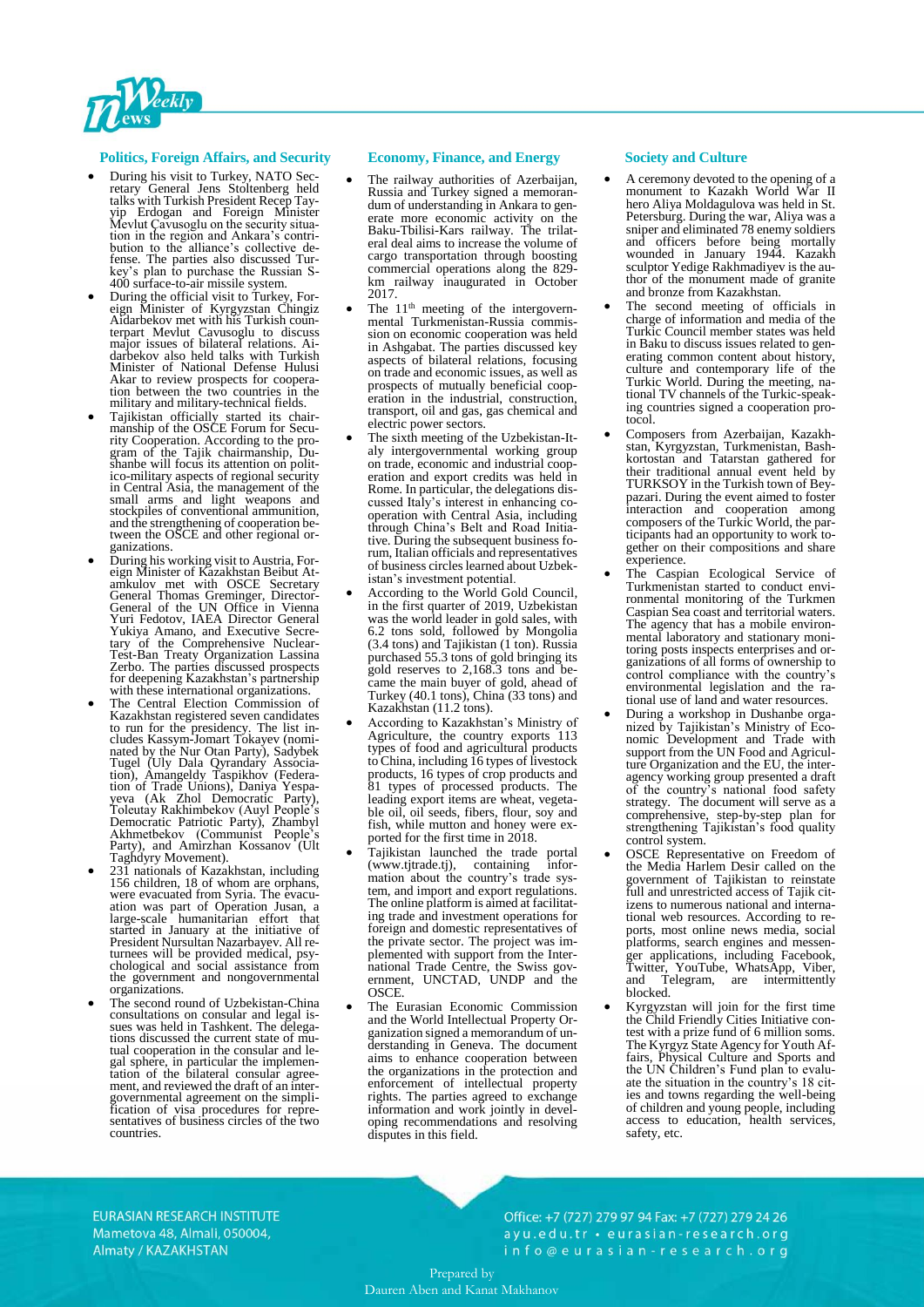## Politics, Foreign Affairs, and Security

- During his visit to Turkey, NATO Secretary General Jens Stoltenberg held talks with Turkish President Recep Tayyip Erdogan and Foreign Minister Mevlut Çavusoglu on the security situation in the region and Ankara's contribution to the alliance's collective defense. The parties also discussed Turkey's plan to purchase the Russian S-400 surface-to-air missile system.
- During the official visit to Turkey, Foreign Minister of Kyrgyzstan Chingiz Aidarbekov met with his Turkish counterpart Mevlut Cavusoglu to discuss major issues of bilateral relations. Aidarbekov also held talks with Turkish Minister of National Defense Hulusi Akar to review prospects for cooperation between the two countries in the military and military-technical fields.
- Tajikistan officially started its chairmanship of the OSCE Forum for Security Cooperation. According to the program of the Tajik chairmanship, Dushanbe will focus its attention on politico-military aspects of regional security in Central Asia, the management of the small arms and light weapons and stockpiles of conventional ammunition, and the strengthening of cooperation between the OSCE and other regional organizations.
- During his working visit to Austria, Foreign Minister of Kazakhstan Beibut Atamkulov met with OSCE Secretary General Thomas Greminger, Director-General of the UN Office in Vienna Yuri Fedotov, IAEA Director General Yukiya Amano, and Executive Secretary of the Comprehensive Nuclear-Test-Ban Treaty Organization Lassina Zerbo. The parties discussed prospects for deepening Kazakhstan's partnership with these international organizations.
- The Central Election Commission of Kazakhstan registered seven candidates to run for the presidency. The list includes Kassym-Jomart Tokayev (nominated by the Nur Otan Party), Sadybek Tugel (Uly Dala Qyrandary Association), Amangeldy Taspikhov (Federation of Trade Unions), Daniya Yespayeva (Ak Zhol Democratic Party), Toleutay Rakhimbekov (Auyl People's Democratic Patriotic Party), Zhambyl Akhmetbekov (Communist People's Party), and Amirzhan Kossanov (Ult Taghdyry Movement).
- 231 nationals of Kazakhstan, including 156 children, 18 of whom are orphans, were evacuated from Syria. The evacuation was part of Operation Jusan, a large-scale humanitarian effort that started in January at the initiative of President Nursultan Nazarbayev. All returnees will be provided medical, psychological and social assistance from the government and nongovernmental organizations.
- The second round of Uzbekistan-China consultations on consular and legal issues was held in Tashkent. The delegations discussed the current state of mutual cooperation in the consular and legal sphere, in particular the implementation of the bilateral consular agreement, and reviewed the draft of an intergovernmental agreement on the simplification of visa procedures for representatives of business circles of the two countries.

## Economy, Finance, and Energy

- The railway authorities of Azerbaijan, Russia and Turkey signed a memorandum of understanding in Ankara to generate more economic activity on the Baku-Tbilisi-Kars railway. The trilateral deal aims to increase the volume of cargo transportation through boosting commercial operations along the 829-km railway inaugurated in October 2017.
- The 11th meeting of the intergovernmental Turkmenistan-Russia commission on economic cooperation was held in Ashgabat. The parties discussed key aspects of bilateral relations, focusing on trade and economic issues, as well as prospects of mutually beneficial cooperation in the industrial, construction, transport, oil and gas, gas chemical and electric power sectors.
- The sixth meeting of the Uzbekistan-Italy intergovernmental working group on trade, economic and industrial cooperation and export credits was held in Rome. In particular, the delegations discussed Italy's interest in enhancing cooperation with Central Asia, including through China's Belt and Road Initiative. During the subsequent business forum, Italian officials and representatives of business circles learned about Uzbekistan's investment potential.
- According to the World Gold Council, in the first quarter of 2019, Uzbekistan was the world leader in gold sales, with 6.2 tons sold, followed by Mongolia (3.4 tons) and Tajikistan (1 ton). Russia purchased 55.3 tons of gold bringing its gold reserves to 2,168.3 tons and became the main buyer of gold, ahead of Turkey (40.1 tons), China (33 tons) and Kazakhstan (11.2 tons).
- According to Kazakhstan's Ministry of Agriculture, the country exports 113 types of food and agricultural products to China, including 16 types of livestock products, 16 types of crop products and 81 types of processed products. The leading export items are wheat, vegetable oil, oil seeds, fibers, flour, soy and fish, while mutton and honey were exported for the first time in 2018.
- Tajikistan launched the trade portal (www.tjtrade.tj), containing information about the country's trade system, and import and export regulations. The online platform is aimed at facilitating trade and investment operations for foreign and domestic representatives of the private sector. The project was implemented with support from the International Trade Centre, the Swiss government, UNCTAD, UNDP and the OSCE.
- The Eurasian Economic Commission and the World Intellectual Property Organization signed a memorandum of understanding in Geneva. The document aims to enhance cooperation between the organizations in the protection and enforcement of intellectual property rights. The parties agreed to exchange information and work jointly in developing recommendations and resolving disputes in this field.

## Society and Culture

- A ceremony devoted to the opening of a monument to Kazakh World War II hero Aliya Moldagulova was held in St. Petersburg. During the war, Aliya was a sniper and eliminated 78 enemy soldiers and officers before being mortally wounded in January 1944. Kazakh sculptor Yedige Rakhmadiyev is the author of the monument made of granite and bronze from Kazakhstan.
- The second meeting of officials in charge of information and media of the Turkic Council member states was held in Baku to discuss issues related to generating common content about history, culture and contemporary life of the Turkic World. During the meeting, national TV channels of the Turkic-speaking countries signed a cooperation protocol.
- Composers from Azerbaijan, Kazakhstan, Kyrgyzstan, Turkmenistan, Bashkortostan and Tatarstan gathered for their traditional annual event held by TURKSOY in the Turkish town of Beypazari. During the event aimed to foster interaction and cooperation among composers of the Turkic World, the participants had an opportunity to work together on their compositions and share experience.
- The Caspian Ecological Service of Turkmenistan started to conduct environmental monitoring of the Turkmen Caspian Sea coast and territorial waters. The agency that has a mobile environmental laboratory and stationary monitoring posts inspects enterprises and organizations of all forms of ownership to control compliance with the country's environmental legislation and the rational use of land and water resources.
- During a workshop in Dushanbe organized by Tajikistan's Ministry of Economic Development and Trade with support from the UN Food and Agriculture Organization and the EU, the interagency working group presented a draft of the country's national food safety strategy. The document will serve as a comprehensive, step-by-step plan for strengthening Tajikistan's food quality control system.
- OSCE Representative on Freedom of the Media Harlem Desir called on the government of Tajikistan to reinstate full and unrestricted access of Tajik citizens to numerous national and international web resources. According to reports, most online news media, social platforms, search engines and messenger applications, including Facebook, Twitter, YouTube, WhatsApp, Viber, and Telegram, are intermittently blocked.
- Kyrgyzstan will join for the first time the Child Friendly Cities Initiative contest with a prize fund of 6 million soms. The Kyrgyz State Agency for Youth Affairs, Physical Culture and Sports and the UN Children's Fund plan to evaluate the situation in the country's 18 cities and towns regarding the well-being of children and young people, including access to education, health services, safety, etc.

EURASIAN RESEARCH INSTITUTE
Mametova 48, Almali, 050004,
Almaty / KAZAKHSTAN

Office: +7 (727) 279 97 94 Fax: +7 (727) 279 24 26
ayu.edu.tr • eurasian-research.org
info@eurasian-research.org

Prepared by
Dauren Aben and Kanat Makhanov